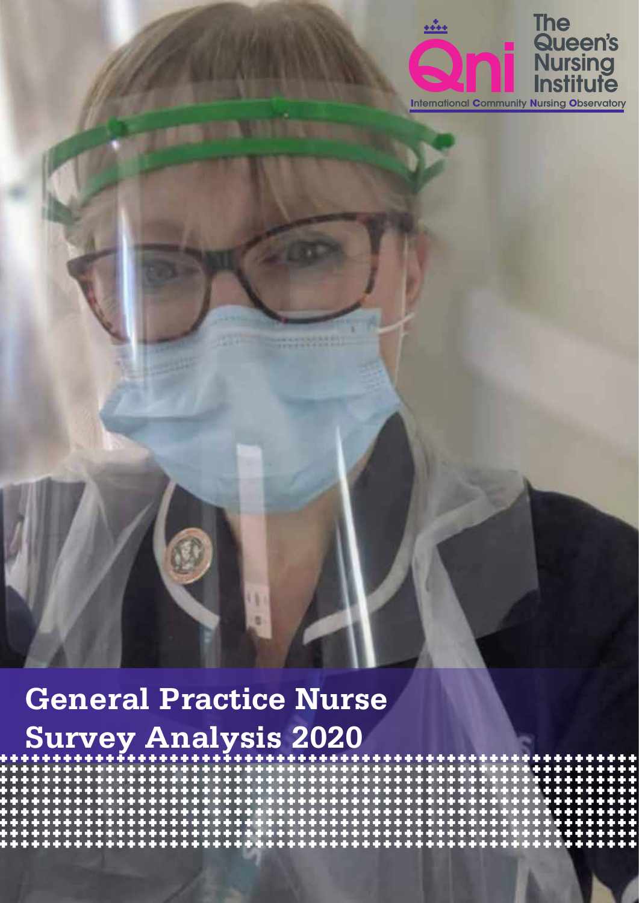The Queen's Nursing Institute

International Community Nursing Observatory

# General Practice Nurse Survey Analysis 2020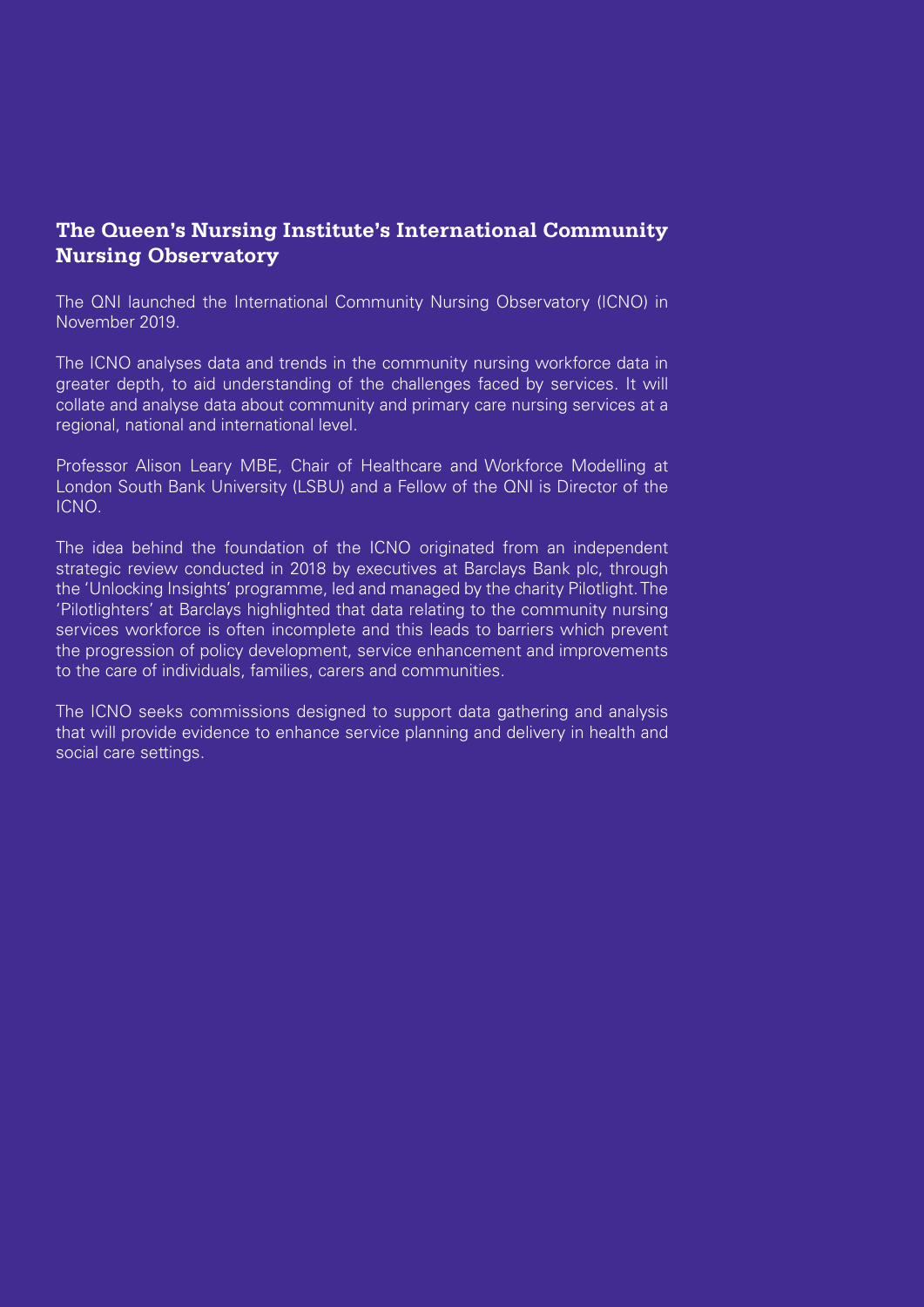## The Queen's Nursing Institute's International Community Nursing Observatory

The QNI launched the International Community Nursing Observatory (ICNO) in November 2019.

The ICNO analyses data and trends in the community nursing workforce data in greater depth, to aid understanding of the challenges faced by services. It will collate and analyse data about community and primary care nursing services at a regional, national and international level.

Professor Alison Leary MBE, Chair of Healthcare and Workforce Modelling at London South Bank University (LSBU) and a Fellow of the QNI is Director of the ICNO.

The idea behind the foundation of the ICNO originated from an independent strategic review conducted in 2018 by executives at Barclays Bank plc, through the 'Unlocking Insights' programme, led and managed by the charity Pilotlight. The 'Pilotlighters' at Barclays highlighted that data relating to the community nursing services workforce is often incomplete and this leads to barriers which prevent the progression of policy development, service enhancement and improvements to the care of individuals, families, carers and communities.

The ICNO seeks commissions designed to support data gathering and analysis that will provide evidence to enhance service planning and delivery in health and social care settings.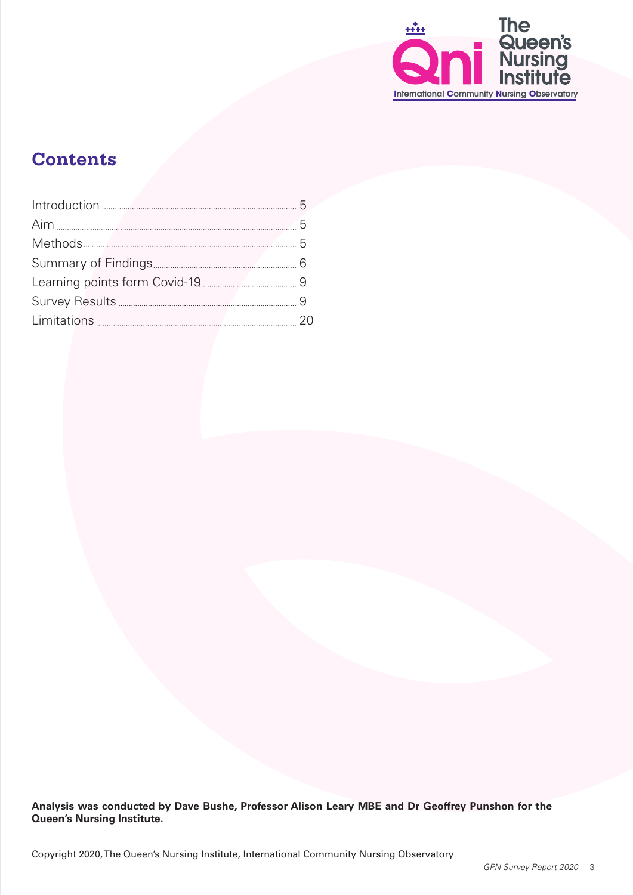## Contents

| | |
|---|---|
| Introduction | 5 |
| Aim | 5 |
| Methods | 5 |
| Summary of Findings | 6 |
| Learning points form Covid-19 | 9 |
| Survey Results | 9 |
| Limitations | 20 |

**Analysis was conducted by Dave Bushe, Professor Alison Leary MBE and Dr Geoffrey Punshon for the Queen's Nursing Institute.**

Copyright 2020, The Queen's Nursing Institute, International Community Nursing Observatory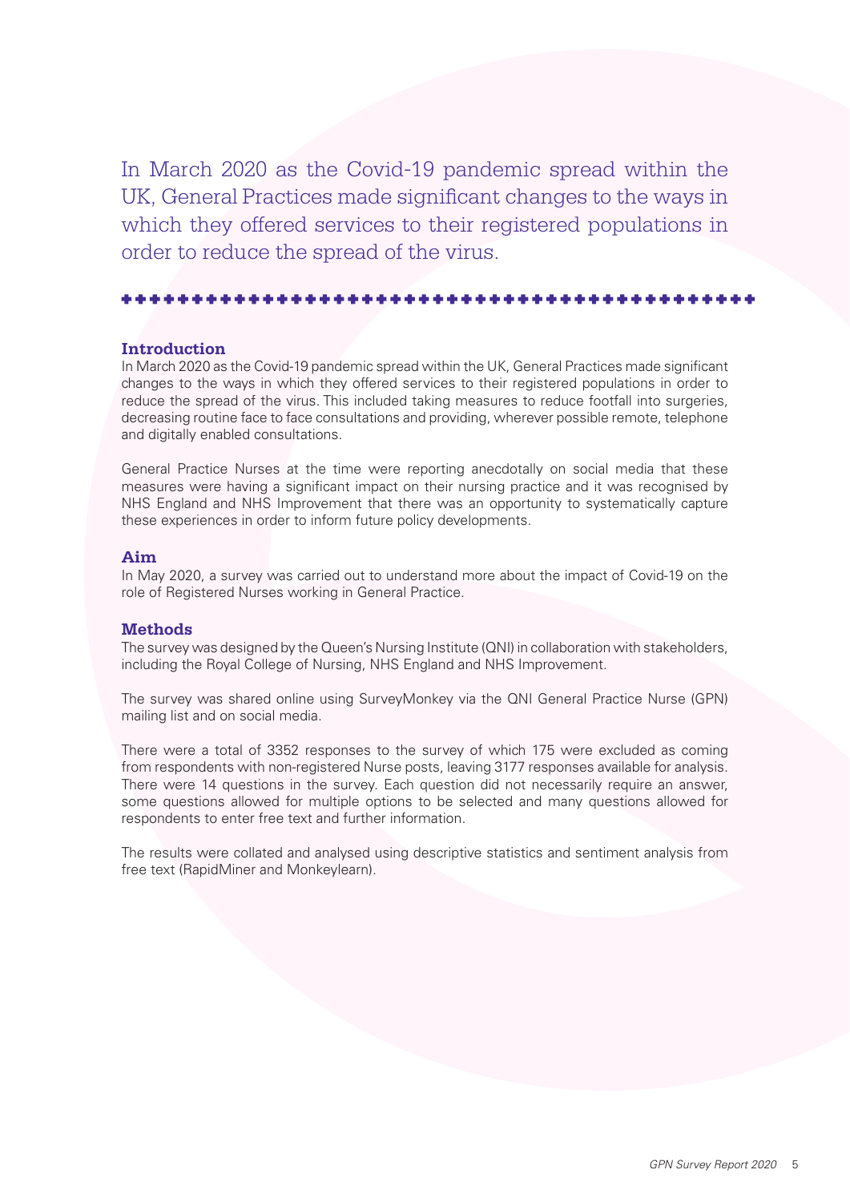In March 2020 as the Covid-19 pandemic spread within the UK, General Practices made significant changes to the ways in which they offered services to their registered populations in order to reduce the spread of the virus.

## Introduction

In March 2020 as the Covid-19 pandemic spread within the UK, General Practices made significant changes to the ways in which they offered services to their registered populations in order to reduce the spread of the virus. This included taking measures to reduce footfall into surgeries, decreasing routine face to face consultations and providing, wherever possible remote, telephone and digitally enabled consultations.

General Practice Nurses at the time were reporting anecdotally on social media that these measures were having a significant impact on their nursing practice and it was recognised by NHS England and NHS Improvement that there was an opportunity to systematically capture these experiences in order to inform future policy developments.

## Aim

In May 2020, a survey was carried out to understand more about the impact of Covid-19 on the role of Registered Nurses working in General Practice.

## Methods

The survey was designed by the Queen's Nursing Institute (QNI) in collaboration with stakeholders, including the Royal College of Nursing, NHS England and NHS Improvement.

The survey was shared online using SurveyMonkey via the QNI General Practice Nurse (GPN) mailing list and on social media.

There were a total of 3352 responses to the survey of which 175 were excluded as coming from respondents with non-registered Nurse posts, leaving 3177 responses available for analysis. There were 14 questions in the survey. Each question did not necessarily require an answer, some questions allowed for multiple options to be selected and many questions allowed for respondents to enter free text and further information.

The results were collated and analysed using descriptive statistics and sentiment analysis from free text (RapidMiner and Monkeylearn).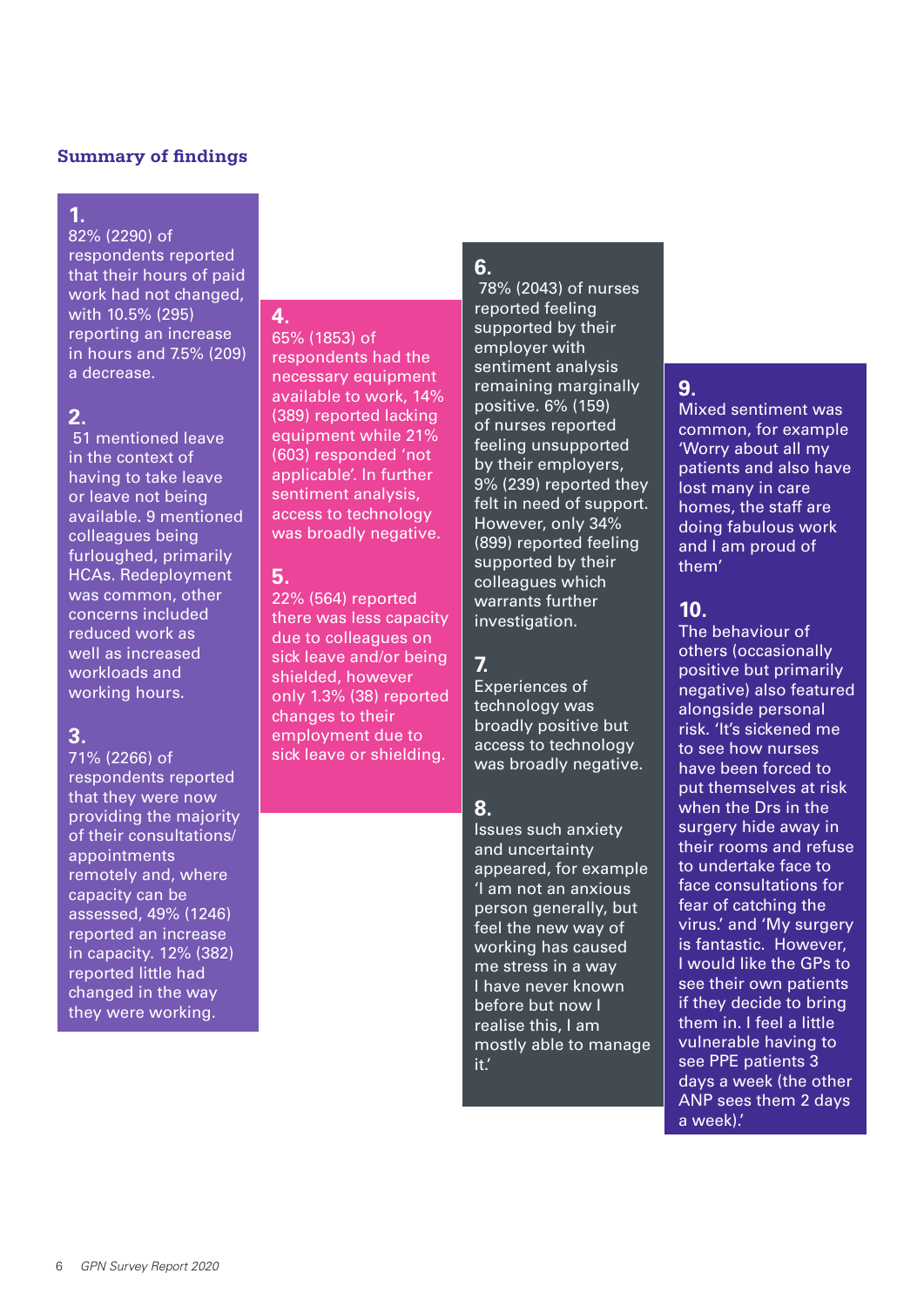## Summary of findings

**1.**
82% (2290) of respondents reported that their hours of paid work had not changed, with 10.5% (295) reporting an increase in hours and 7.5% (209) a decrease.

**2.**
51 mentioned leave in the context of having to take leave or leave not being available. 9 mentioned colleagues being furloughed, primarily HCAs. Redeployment was common, other concerns included reduced work as well as increased workloads and working hours.

**3.**
71% (2266) of respondents reported that they were now providing the majority of their consultations/appointments remotely and, where capacity can be assessed, 49% (1246) reported an increase in capacity. 12% (382) reported little had changed in the way they were working.

**4.**
65% (1853) of respondents had the necessary equipment available to work, 14% (389) reported lacking equipment while 21% (603) responded 'not applicable'. In further sentiment analysis, access to technology was broadly negative.

**5.**
22% (564) reported there was less capacity due to colleagues on sick leave and/or being shielded, however only 1.3% (38) reported changes to their employment due to sick leave or shielding.

**6.**
78% (2043) of nurses reported feeling supported by their employer with sentiment analysis remaining marginally positive. 6% (159) of nurses reported feeling unsupported by their employers, 9% (239) reported they felt in need of support. However, only 34% (899) reported feeling supported by their colleagues which warrants further investigation.

**7.**
Experiences of technology was broadly positive but access to technology was broadly negative.

**8.**
Issues such anxiety and uncertainty appeared, for example 'I am not an anxious person generally, but feel the new way of working has caused me stress in a way I have never known before but now I realise this, I am mostly able to manage it.'

**9.**
Mixed sentiment was common, for example 'Worry about all my patients and also have lost many in care homes, the staff are doing fabulous work and I am proud of them'

**10.**
The behaviour of others (occasionally positive but primarily negative) also featured alongside personal risk. 'It's sickened me to see how nurses have been forced to put themselves at risk when the Drs in the surgery hide away in their rooms and refuse to undertake face to face consultations for fear of catching the virus.' and 'My surgery is fantastic. However, I would like the GPs to see their own patients if they decide to bring them in. I feel a little vulnerable having to see PPE patients 3 days a week (the other ANP sees them 2 days a week).'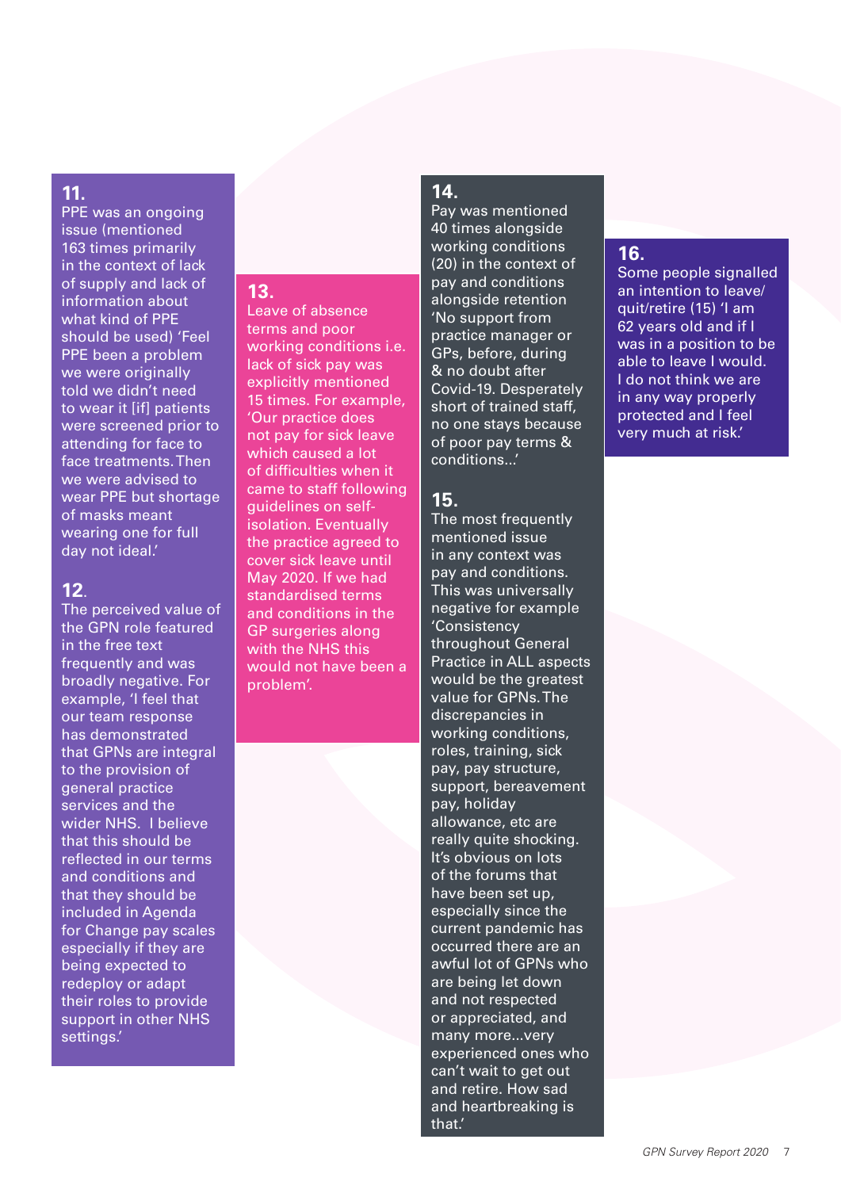**11.**
PPE was an ongoing issue (mentioned 163 times primarily in the context of lack of supply and lack of information about what kind of PPE should be used) 'Feel PPE been a problem we were originally told we didn't need to wear it [if] patients were screened prior to attending for face to face treatments. Then we were advised to wear PPE but shortage of masks meant wearing one for full day not ideal.'

**12.**
The perceived value of the GPN role featured in the free text frequently and was broadly negative. For example, 'I feel that our team response has demonstrated that GPNs are integral to the provision of general practice services and the wider NHS. I believe that this should be reflected in our terms and conditions and that they should be included in Agenda for Change pay scales especially if they are being expected to redeploy or adapt their roles to provide support in other NHS settings.'

**13.**
Leave of absence terms and poor working conditions i.e. lack of sick pay was explicitly mentioned 15 times. For example, 'Our practice does not pay for sick leave which caused a lot of difficulties when it came to staff following guidelines on self-isolation. Eventually the practice agreed to cover sick leave until May 2020. If we had standardised terms and conditions in the GP surgeries along with the NHS this would not have been a problem'.

**14.**
Pay was mentioned 40 times alongside working conditions (20) in the context of pay and conditions alongside retention 'No support from practice manager or GPs, before, during & no doubt after Covid-19. Desperately short of trained staff, no one stays because of poor pay terms & conditions...'

**15.**
The most frequently mentioned issue in any context was pay and conditions. This was universally negative for example 'Consistency throughout General Practice in ALL aspects would be the greatest value for GPNs. The discrepancies in working conditions, roles, training, sick pay, pay structure, support, bereavement pay, holiday allowance, etc are really quite shocking. It's obvious on lots of the forums that have been set up, especially since the current pandemic has occurred there are an awful lot of GPNs who are being let down and not respected or appreciated, and many more...very experienced ones who can't wait to get out and retire. How sad and heartbreaking is that.'

**16.**
Some people signalled an intention to leave/quit/retire (15) 'I am 62 years old and if I was in a position to be able to leave I would. I do not think we are in any way properly protected and I feel very much at risk.'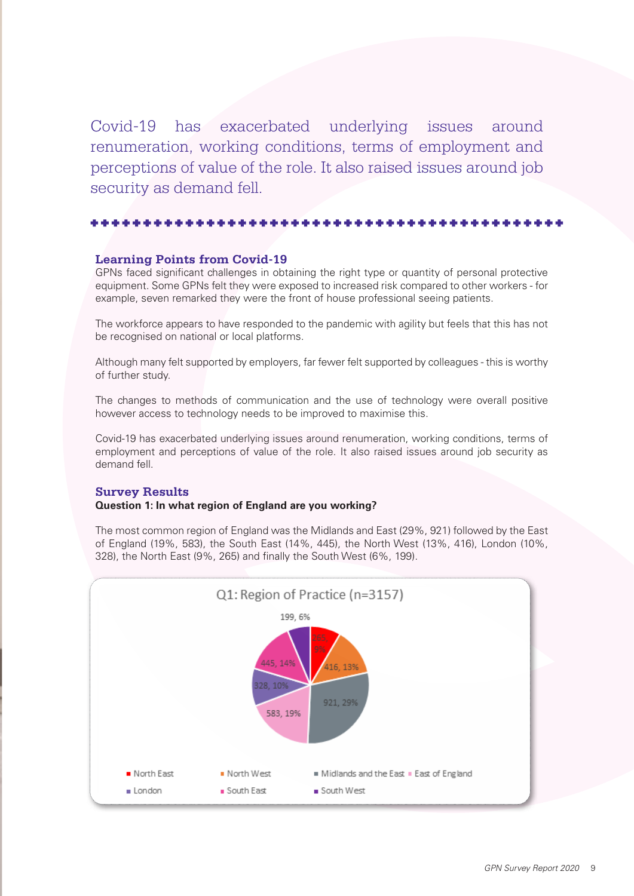Covid-19 has exacerbated underlying issues around renumeration, working conditions, terms of employment and perceptions of value of the role. It also raised issues around job security as demand fell.

## Learning Points from Covid-19

GPNs faced significant challenges in obtaining the right type or quantity of personal protective equipment. Some GPNs felt they were exposed to increased risk compared to other workers - for example, seven remarked they were the front of house professional seeing patients.

The workforce appears to have responded to the pandemic with agility but feels that this has not be recognised on national or local platforms.

Although many felt supported by employers, far fewer felt supported by colleagues - this is worthy of further study.

The changes to methods of communication and the use of technology were overall positive however access to technology needs to be improved to maximise this.

Covid-19 has exacerbated underlying issues around renumeration, working conditions, terms of employment and perceptions of value of the role. It also raised issues around job security as demand fell.

## Survey Results

**Question 1: In what region of England are you working?**

The most common region of England was the Midlands and East (29%, 921) followed by the East of England (19%, 583), the South East (14%, 445), the North West (13%, 416), London (10%, 328), the North East (9%, 265) and finally the South West (6%, 199).

Q1: Region of Practice (n=3157)

| Region | Count, % |
|---|---|
| North East | 265, 9% |
| North West | 416, 13% |
| Midlands and the East | 921, 29% |
| East of England | 583, 19% |
| London | 328, 10% |
| South East | 445, 14% |
| South West | 199, 6% |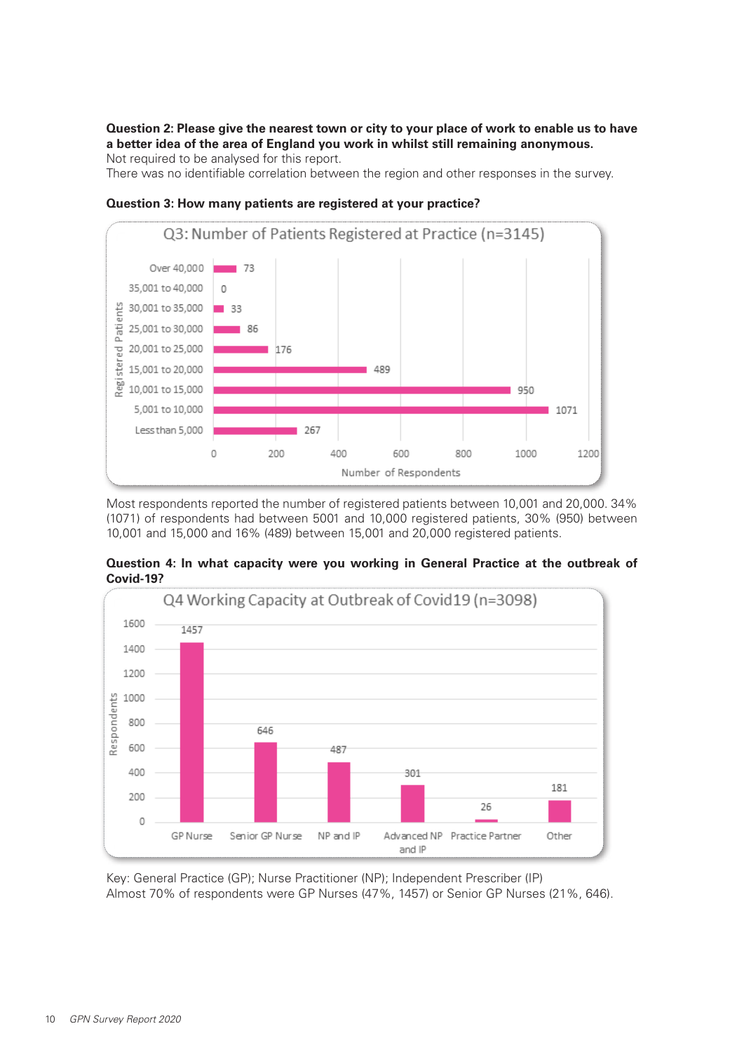**Question 2: Please give the nearest town or city to your place of work to enable us to have a better idea of the area of England you work in whilst still remaining anonymous.**
Not required to be analysed for this report.
There was no identifiable correlation between the region and other responses in the survey.

**Question 3: How many patients are registered at your practice?**

Q3: Number of Patients Registered at Practice (n=3145)

| Registered Patients | Number of Respondents |
|---|---|
| Over 40,000 | 73 |
| 35,001 to 40,000 | 0 |
| 30,001 to 35,000 | 33 |
| 25,001 to 30,000 | 86 |
| 20,001 to 25,000 | 176 |
| 15,001 to 20,000 | 489 |
| 10,001 to 15,000 | 950 |
| 5,001 to 10,000 | 1071 |
| Less than 5,000 | 267 |

Most respondents reported the number of registered patients between 10,001 and 20,000. 34% (1071) of respondents had between 5001 and 10,000 registered patients, 30% (950) between 10,001 and 15,000 and 16% (489) between 15,001 and 20,000 registered patients.

**Question 4: In what capacity were you working in General Practice at the outbreak of Covid-19?**

Q4 Working Capacity at Outbreak of Covid19 (n=3098)

| Capacity | Respondents |
|---|---|
| GP Nurse | 1457 |
| Senior GP Nurse | 646 |
| NP and IP | 487 |
| Advanced NP and IP | 301 |
| Practice Partner | 26 |
| Other | 181 |

Key: General Practice (GP); Nurse Practitioner (NP); Independent Prescriber (IP)
Almost 70% of respondents were GP Nurses (47%, 1457) or Senior GP Nurses (21%, 646).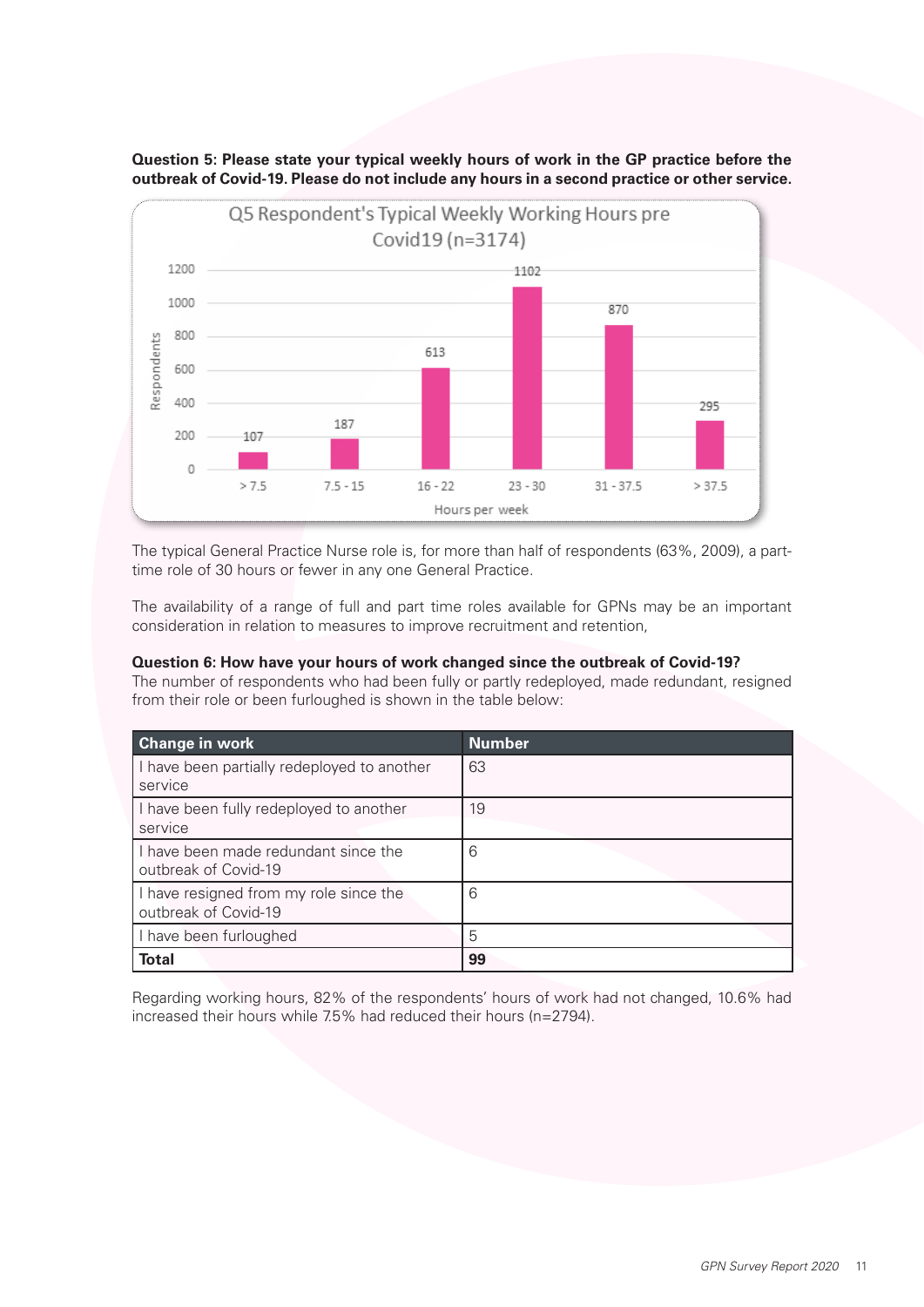**Question 5: Please state your typical weekly hours of work in the GP practice before the outbreak of Covid-19. Please do not include any hours in a second practice or other service.**

The typical General Practice Nurse role is, for more than half of respondents (63%, 2009), a part-time role of 30 hours or fewer in any one General Practice.

The availability of a range of full and part time roles available for GPNs may be an important consideration in relation to measures to improve recruitment and retention,

**Question 6: How have your hours of work changed since the outbreak of Covid-19?**
The number of respondents who had been fully or partly redeployed, made redundant, resigned from their role or been furloughed is shown in the table below:

| Change in work | Number |
|---|---|
| I have been partially redeployed to another service | 63 |
| I have been fully redeployed to another service | 19 |
| I have been made redundant since the outbreak of Covid-19 | 6 |
| I have resigned from my role since the outbreak of Covid-19 | 6 |
| I have been furloughed | 5 |
| **Total** | **99** |

Regarding working hours, 82% of the respondents' hours of work had not changed, 10.6% had increased their hours while 7.5% had reduced their hours (n=2794).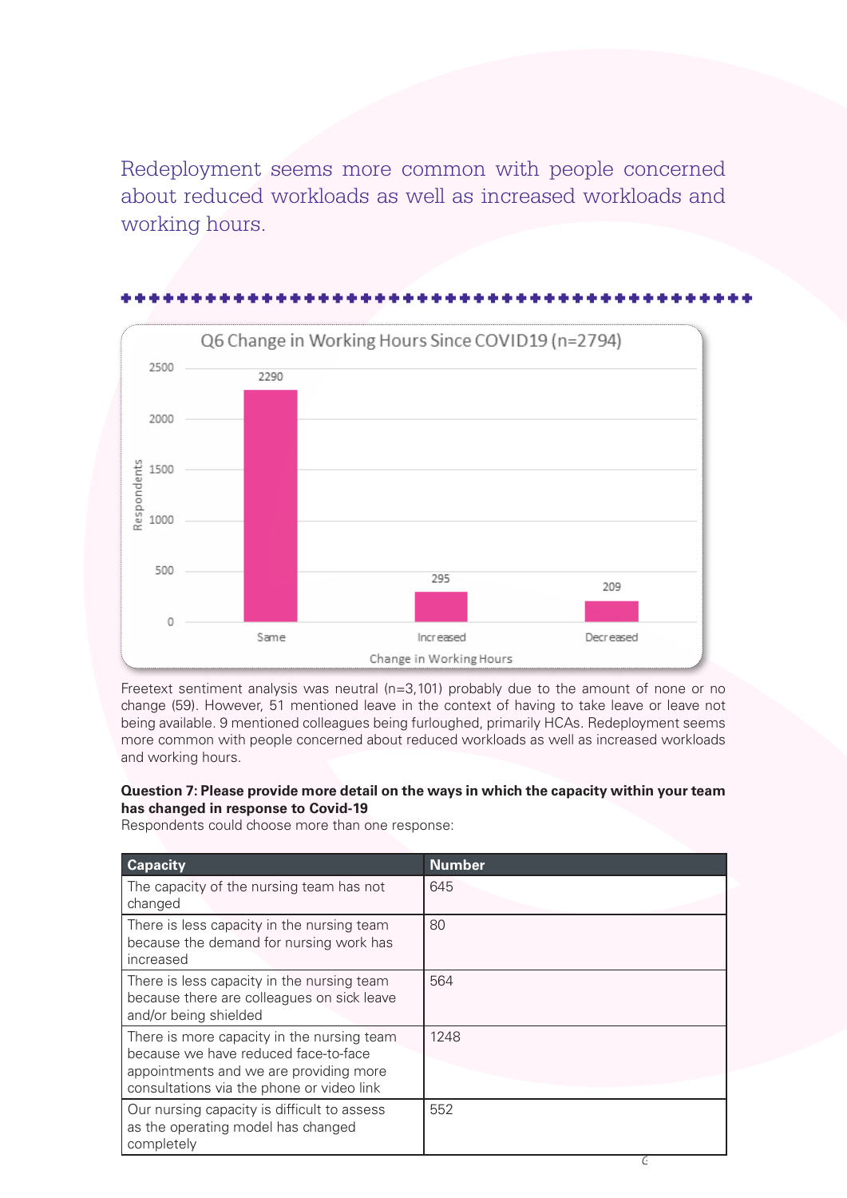Redeployment seems more common with people concerned about reduced workloads as well as increased workloads and working hours.

**Q6 Change in Working Hours Since COVID19 (n=2794)**

| Change in Working Hours | Respondents |
|---|---|
| Same | 2290 |
| Increased | 295 |
| Decreased | 209 |

Freetext sentiment analysis was neutral (n=3,101) probably due to the amount of none or no change (59). However, 51 mentioned leave in the context of having to take leave or leave not being available. 9 mentioned colleagues being furloughed, primarily HCAs. Redeployment seems more common with people concerned about reduced workloads as well as increased workloads and working hours.

**Question 7: Please provide more detail on the ways in which the capacity within your team has changed in response to Covid-19**

Respondents could choose more than one response:

| Capacity | Number |
|---|---|
| The capacity of the nursing team has not changed | 645 |
| There is less capacity in the nursing team because the demand for nursing work has increased | 80 |
| There is less capacity in the nursing team because there are colleagues on sick leave and/or being shielded | 564 |
| There is more capacity in the nursing team because we have reduced face-to-face appointments and we are providing more consultations via the phone or video link | 1248 |
| Our nursing capacity is difficult to assess as the operating model has changed completely | 552 |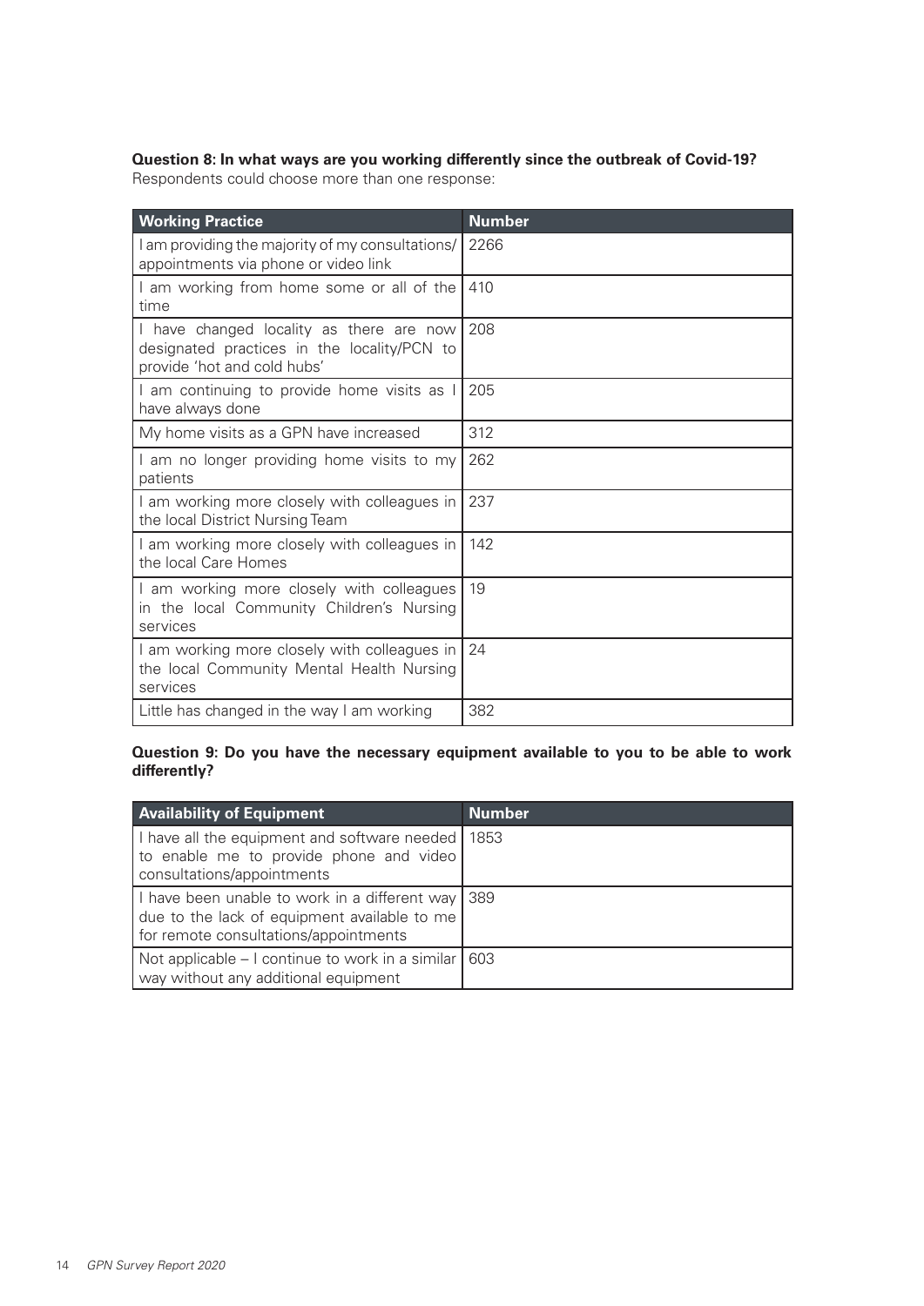**Question 8: In what ways are you working differently since the outbreak of Covid-19?**
Respondents could choose more than one response:

| Working Practice | Number |
|---|---|
| I am providing the majority of my consultations/ appointments via phone or video link | 2266 |
| I am working from home some or all of the time | 410 |
| I have changed locality as there are now designated practices in the locality/PCN to provide 'hot and cold hubs' | 208 |
| I am continuing to provide home visits as I have always done | 205 |
| My home visits as a GPN have increased | 312 |
| I am no longer providing home visits to my patients | 262 |
| I am working more closely with colleagues in the local District Nursing Team | 237 |
| I am working more closely with colleagues in the local Care Homes | 142 |
| I am working more closely with colleagues in the local Community Children's Nursing services | 19 |
| I am working more closely with colleagues in the local Community Mental Health Nursing services | 24 |
| Little has changed in the way I am working | 382 |

**Question 9: Do you have the necessary equipment available to you to be able to work differently?**

| Availability of Equipment | Number |
|---|---|
| I have all the equipment and software needed to enable me to provide phone and video consultations/appointments | 1853 |
| I have been unable to work in a different way due to the lack of equipment available to me for remote consultations/appointments | 389 |
| Not applicable – I continue to work in a similar way without any additional equipment | 603 |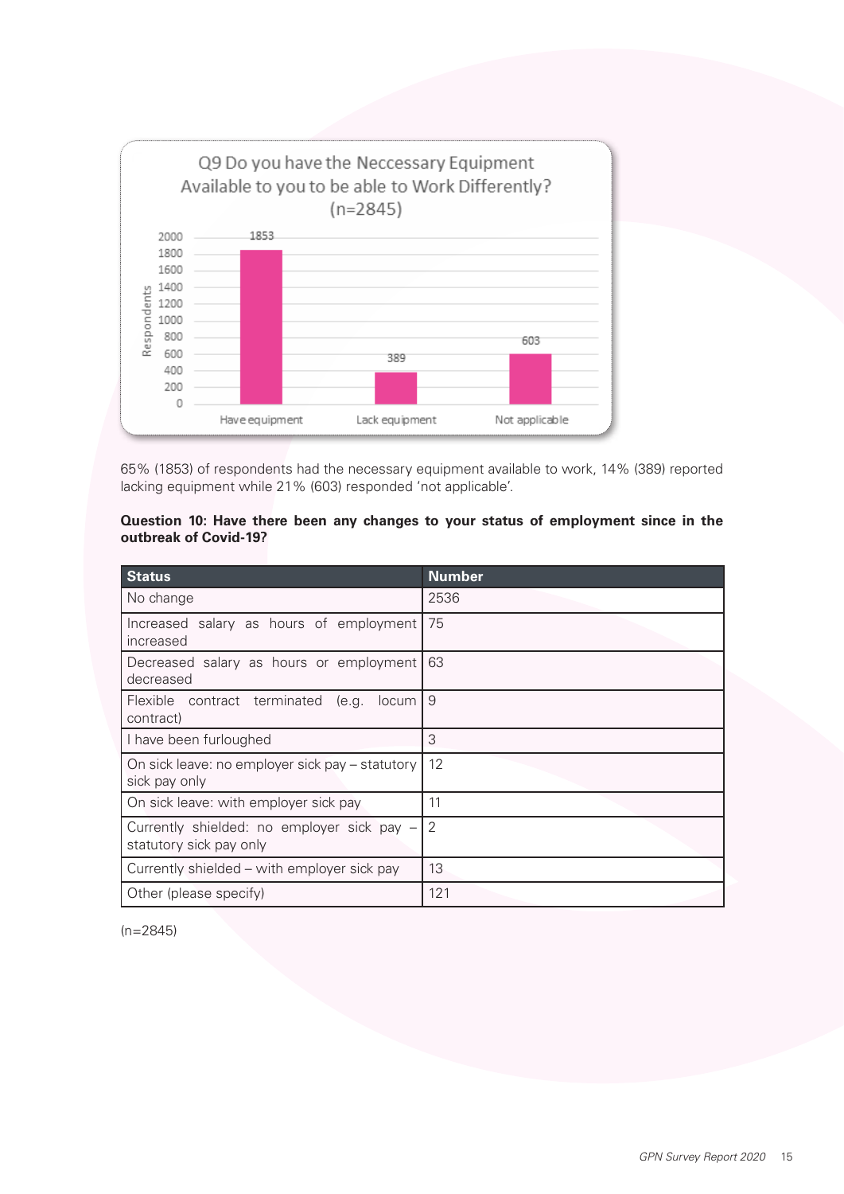Q9 Do you have the Neccessary Equipment Available to you to be able to Work Differently? (n=2845)

| Response | Respondents |
|---|---|
| Have equipment | 1853 |
| Lack equipment | 389 |
| Not applicable | 603 |

65% (1853) of respondents had the necessary equipment available to work, 14% (389) reported lacking equipment while 21% (603) responded 'not applicable'.

**Question 10: Have there been any changes to your status of employment since in the outbreak of Covid-19?**

| Status | Number |
|---|---|
| No change | 2536 |
| Increased salary as hours of employment increased | 75 |
| Decreased salary as hours or employment decreased | 63 |
| Flexible contract terminated (e.g. locum contract) | 9 |
| I have been furloughed | 3 |
| On sick leave: no employer sick pay – statutory sick pay only | 12 |
| On sick leave: with employer sick pay | 11 |
| Currently shielded: no employer sick pay – statutory sick pay only | 2 |
| Currently shielded – with employer sick pay | 13 |
| Other (please specify) | 121 |

(n=2845)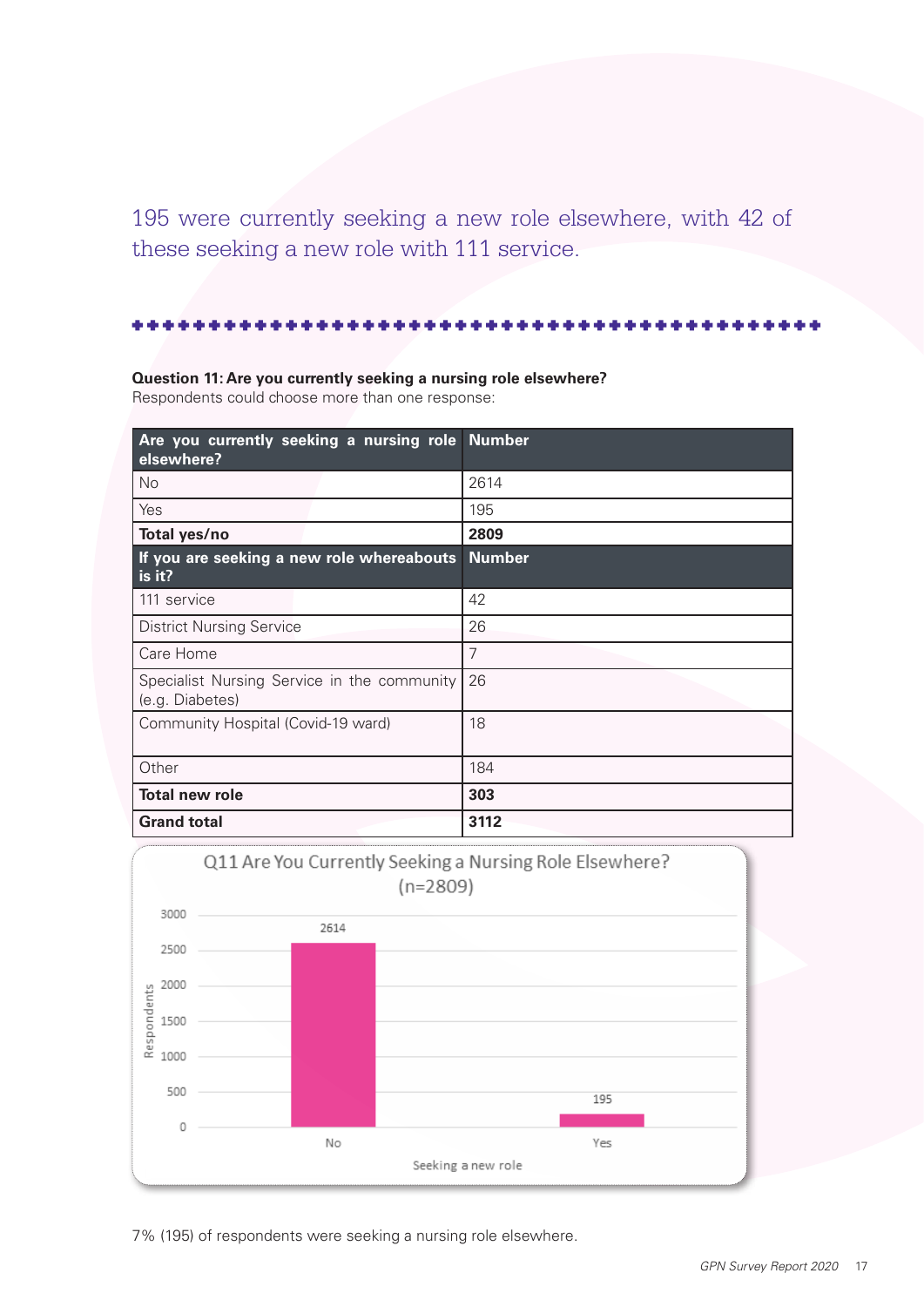195 were currently seeking a new role elsewhere, with 42 of these seeking a new role with 111 service.

**Question 11: Are you currently seeking a nursing role elsewhere?**
Respondents could choose more than one response:

| Are you currently seeking a nursing role elsewhere? | Number |
|---|---|
| No | 2614 |
| Yes | 195 |
| **Total yes/no** | **2809** |
| **If you are seeking a new role whereabouts is it?** | **Number** |
| 111 service | 42 |
| District Nursing Service | 26 |
| Care Home | 7 |
| Specialist Nursing Service in the community (e.g. Diabetes) | 26 |
| Community Hospital (Covid-19 ward) | 18 |
| Other | 184 |
| **Total new role** | **303** |
| **Grand total** | **3112** |

Q11 Are You Currently Seeking a Nursing Role Elsewhere? (n=2809)

| Seeking a new role | Respondents |
|---|---|
| No | 2614 |
| Yes | 195 |

7% (195) of respondents were seeking a nursing role elsewhere.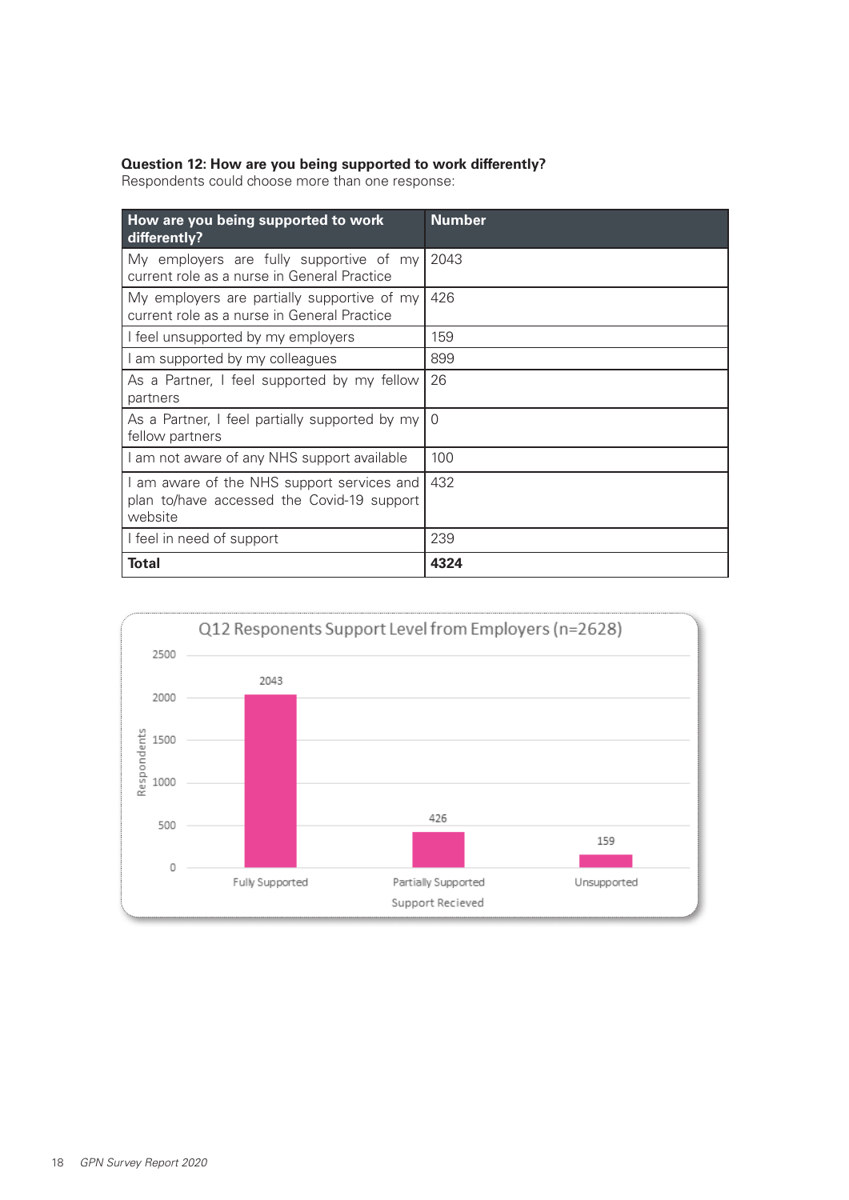**Question 12: How are you being supported to work differently?**
Respondents could choose more than one response:

| How are you being supported to work differently? | Number |
|---|---|
| My employers are fully supportive of my current role as a nurse in General Practice | 2043 |
| My employers are partially supportive of my current role as a nurse in General Practice | 426 |
| I feel unsupported by my employers | 159 |
| I am supported by my colleagues | 899 |
| As a Partner, I feel supported by my fellow partners | 26 |
| As a Partner, I feel partially supported by my fellow partners | 0 |
| I am not aware of any NHS support available | 100 |
| I am aware of the NHS support services and plan to/have accessed the Covid-19 support website | 432 |
| I feel in need of support | 239 |
| **Total** | **4324** |

Q12 Responents Support Level from Employers (n=2628)

| Support Recieved | Respondents |
|---|---|
| Fully Supported | 2043 |
| Partially Supported | 426 |
| Unsupported | 159 |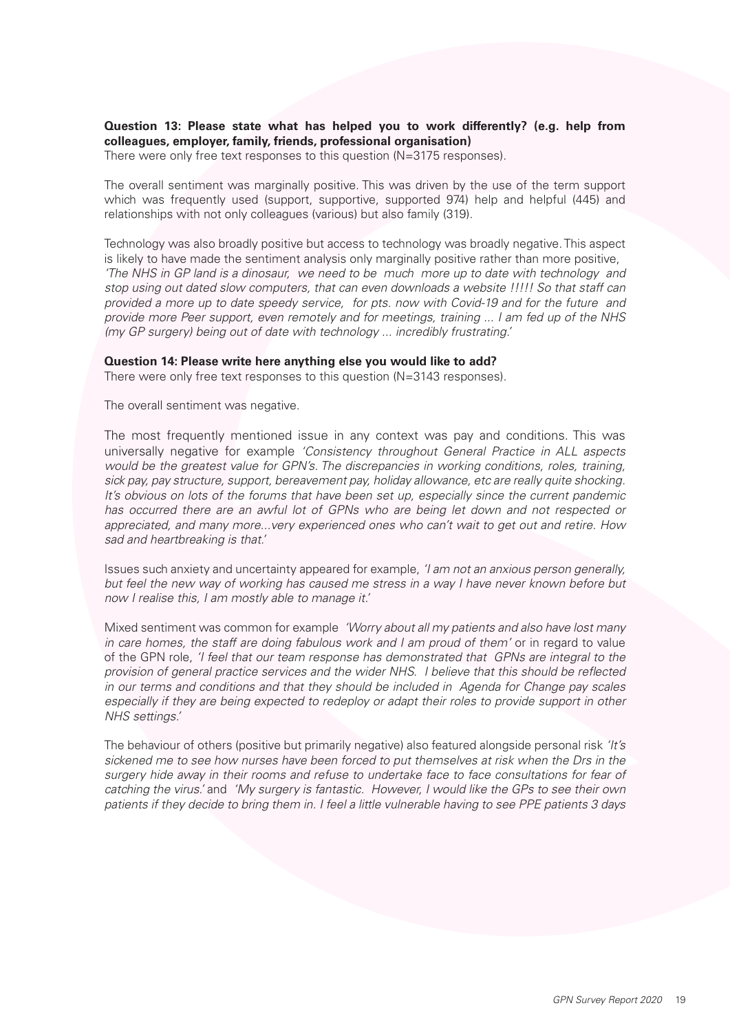**Question 13: Please state what has helped you to work differently? (e.g. help from colleagues, employer, family, friends, professional organisation)**

There were only free text responses to this question (N=3175 responses).

The overall sentiment was marginally positive. This was driven by the use of the term support which was frequently used (support, supportive, supported 974) help and helpful (445) and relationships with not only colleagues (various) but also family (319).

Technology was also broadly positive but access to technology was broadly negative. This aspect is likely to have made the sentiment analysis only marginally positive rather than more positive, *'The NHS in GP land is a dinosaur, we need to be much more up to date with technology and stop using out dated slow computers, that can even downloads a website !!!!! So that staff can provided a more up to date speedy service, for pts. now with Covid-19 and for the future and provide more Peer support, even remotely and for meetings, training ... I am fed up of the NHS (my GP surgery) being out of date with technology ... incredibly frustrating.'*

**Question 14: Please write here anything else you would like to add?**

There were only free text responses to this question (N=3143 responses).

The overall sentiment was negative.

The most frequently mentioned issue in any context was pay and conditions. This was universally negative for example *'Consistency throughout General Practice in ALL aspects would be the greatest value for GPN's. The discrepancies in working conditions, roles, training, sick pay, pay structure, support, bereavement pay, holiday allowance, etc are really quite shocking. It's obvious on lots of the forums that have been set up, especially since the current pandemic has occurred there are an awful lot of GPNs who are being let down and not respected or appreciated, and many more...very experienced ones who can't wait to get out and retire. How sad and heartbreaking is that.'*

Issues such anxiety and uncertainty appeared for example, *'I am not an anxious person generally, but feel the new way of working has caused me stress in a way I have never known before but now I realise this, I am mostly able to manage it.'*

Mixed sentiment was common for example *'Worry about all my patients and also have lost many in care homes, the staff are doing fabulous work and I am proud of them'* or in regard to value of the GPN role, *'I feel that our team response has demonstrated that GPNs are integral to the provision of general practice services and the wider NHS. I believe that this should be reflected in our terms and conditions and that they should be included in Agenda for Change pay scales especially if they are being expected to redeploy or adapt their roles to provide support in other NHS settings.'*

The behaviour of others (positive but primarily negative) also featured alongside personal risk *'It's sickened me to see how nurses have been forced to put themselves at risk when the Drs in the surgery hide away in their rooms and refuse to undertake face to face consultations for fear of catching the virus.'* and *'My surgery is fantastic. However, I would like the GPs to see their own patients if they decide to bring them in. I feel a little vulnerable having to see PPE patients 3 days*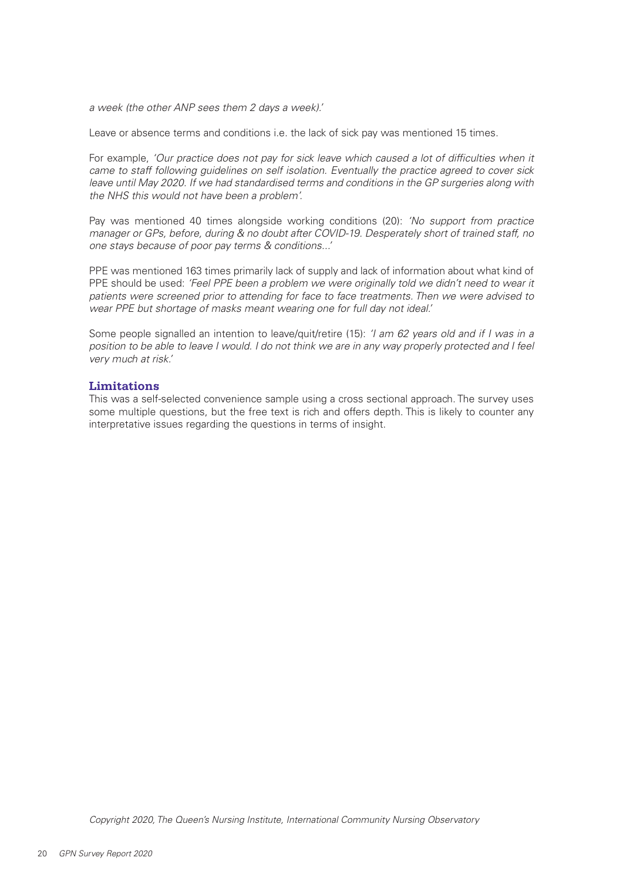*a week (the other ANP sees them 2 days a week).'*

Leave or absence terms and conditions i.e. the lack of sick pay was mentioned 15 times.

For example, *'Our practice does not pay for sick leave which caused a lot of difficulties when it came to staff following guidelines on self isolation. Eventually the practice agreed to cover sick leave until May 2020. If we had standardised terms and conditions in the GP surgeries along with the NHS this would not have been a problem'.*

Pay was mentioned 40 times alongside working conditions (20): *'No support from practice manager or GPs, before, during & no doubt after COVID-19. Desperately short of trained staff, no one stays because of poor pay terms & conditions...'*

PPE was mentioned 163 times primarily lack of supply and lack of information about what kind of PPE should be used: *'Feel PPE been a problem we were originally told we didn't need to wear it patients were screened prior to attending for face to face treatments. Then we were advised to wear PPE but shortage of masks meant wearing one for full day not ideal.'*

Some people signalled an intention to leave/quit/retire (15): *'I am 62 years old and if I was in a position to be able to leave I would. I do not think we are in any way properly protected and I feel very much at risk.'*

## Limitations

This was a self-selected convenience sample using a cross sectional approach. The survey uses some multiple questions, but the free text is rich and offers depth. This is likely to counter any interpretative issues regarding the questions in terms of insight.

*Copyright 2020, The Queen's Nursing Institute, International Community Nursing Observatory*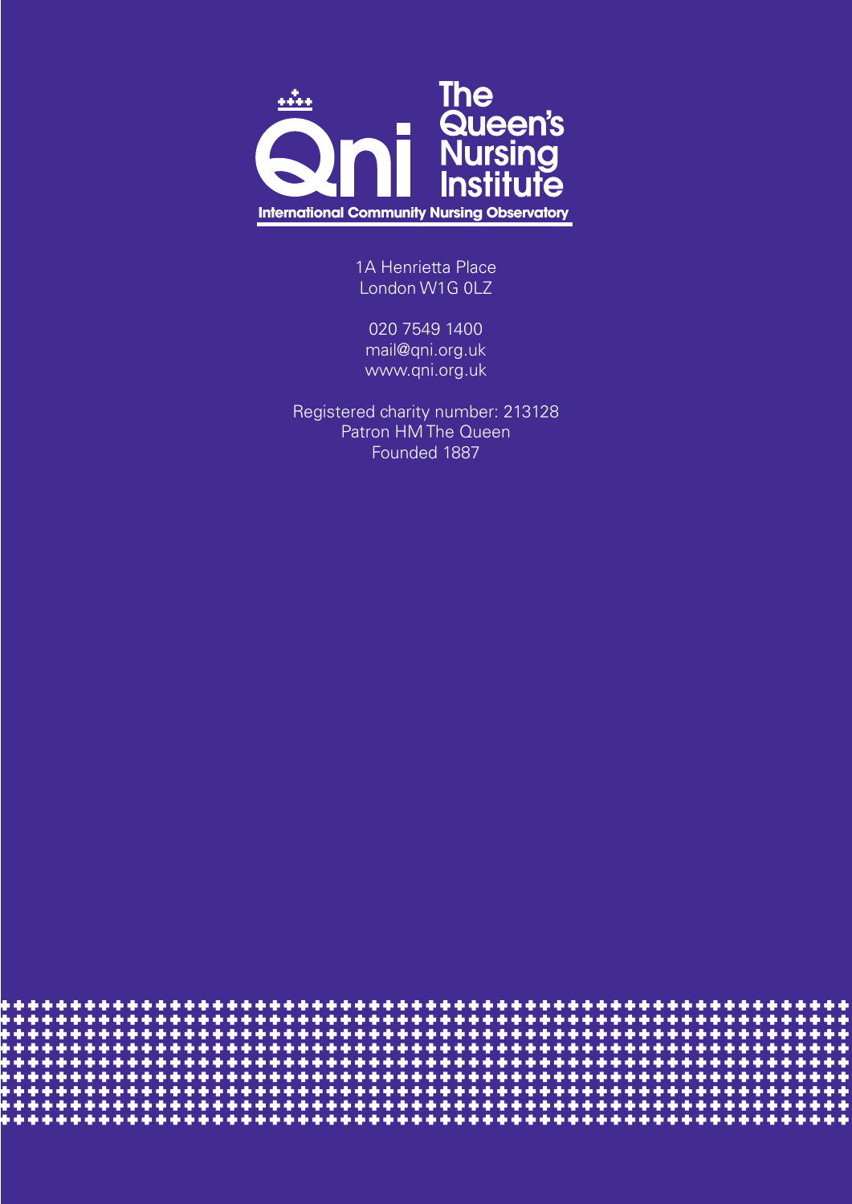The Queen's Nursing Institute

International Community Nursing Observatory

1A Henrietta Place
London W1G 0LZ

020 7549 1400
mail@qni.org.uk
www.qni.org.uk

Registered charity number: 213128
Patron HM The Queen
Founded 1887